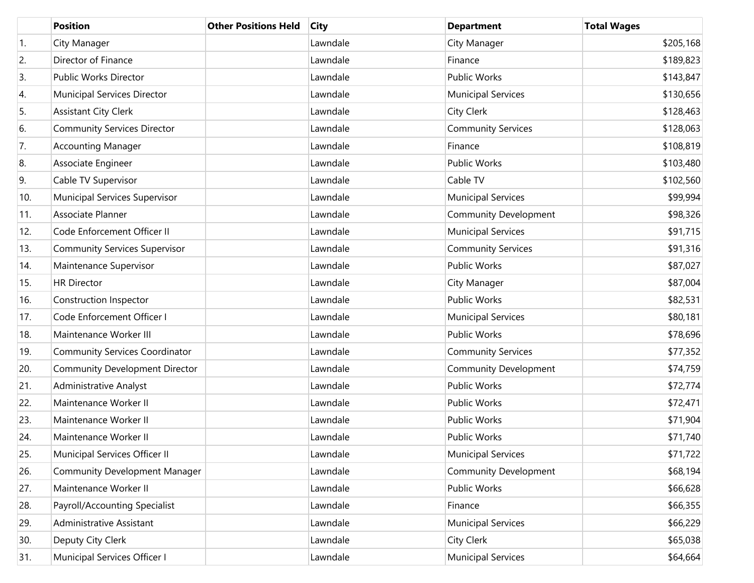| | Position | Other Positions Held | City | Department | Total Wages |
|---|---|---|---|---|---|
| 1. | City Manager | | Lawndale | City Manager | $205,168 |
| 2. | Director of Finance | | Lawndale | Finance | $189,823 |
| 3. | Public Works Director | | Lawndale | Public Works | $143,847 |
| 4. | Municipal Services Director | | Lawndale | Municipal Services | $130,656 |
| 5. | Assistant City Clerk | | Lawndale | City Clerk | $128,463 |
| 6. | Community Services Director | | Lawndale | Community Services | $128,063 |
| 7. | Accounting Manager | | Lawndale | Finance | $108,819 |
| 8. | Associate Engineer | | Lawndale | Public Works | $103,480 |
| 9. | Cable TV Supervisor | | Lawndale | Cable TV | $102,560 |
| 10. | Municipal Services Supervisor | | Lawndale | Municipal Services | $99,994 |
| 11. | Associate Planner | | Lawndale | Community Development | $98,326 |
| 12. | Code Enforcement Officer II | | Lawndale | Municipal Services | $91,715 |
| 13. | Community Services Supervisor | | Lawndale | Community Services | $91,316 |
| 14. | Maintenance Supervisor | | Lawndale | Public Works | $87,027 |
| 15. | HR Director | | Lawndale | City Manager | $87,004 |
| 16. | Construction Inspector | | Lawndale | Public Works | $82,531 |
| 17. | Code Enforcement Officer I | | Lawndale | Municipal Services | $80,181 |
| 18. | Maintenance Worker III | | Lawndale | Public Works | $78,696 |
| 19. | Community Services Coordinator | | Lawndale | Community Services | $77,352 |
| 20. | Community Development Director | | Lawndale | Community Development | $74,759 |
| 21. | Administrative Analyst | | Lawndale | Public Works | $72,774 |
| 22. | Maintenance Worker II | | Lawndale | Public Works | $72,471 |
| 23. | Maintenance Worker II | | Lawndale | Public Works | $71,904 |
| 24. | Maintenance Worker II | | Lawndale | Public Works | $71,740 |
| 25. | Municipal Services Officer II | | Lawndale | Municipal Services | $71,722 |
| 26. | Community Development Manager | | Lawndale | Community Development | $68,194 |
| 27. | Maintenance Worker II | | Lawndale | Public Works | $66,628 |
| 28. | Payroll/Accounting Specialist | | Lawndale | Finance | $66,355 |
| 29. | Administrative Assistant | | Lawndale | Municipal Services | $66,229 |
| 30. | Deputy City Clerk | | Lawndale | City Clerk | $65,038 |
| 31. | Municipal Services Officer I | | Lawndale | Municipal Services | $64,664 |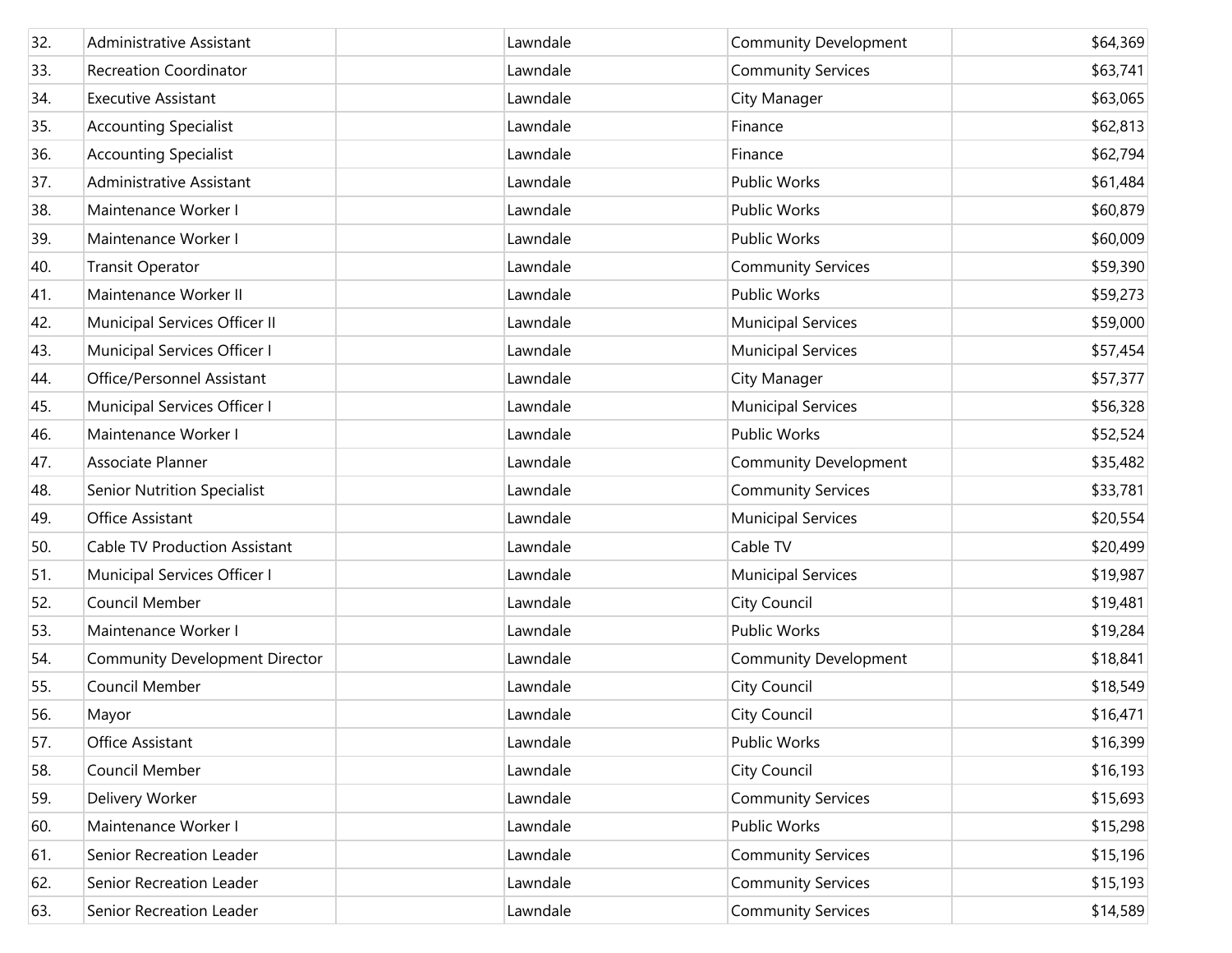| | | | | | |
|---|---|---|---|---|---|
| 32. | Administrative Assistant | | Lawndale | Community Development | $64,369 |
| 33. | Recreation Coordinator | | Lawndale | Community Services | $63,741 |
| 34. | Executive Assistant | | Lawndale | City Manager | $63,065 |
| 35. | Accounting Specialist | | Lawndale | Finance | $62,813 |
| 36. | Accounting Specialist | | Lawndale | Finance | $62,794 |
| 37. | Administrative Assistant | | Lawndale | Public Works | $61,484 |
| 38. | Maintenance Worker I | | Lawndale | Public Works | $60,879 |
| 39. | Maintenance Worker I | | Lawndale | Public Works | $60,009 |
| 40. | Transit Operator | | Lawndale | Community Services | $59,390 |
| 41. | Maintenance Worker II | | Lawndale | Public Works | $59,273 |
| 42. | Municipal Services Officer II | | Lawndale | Municipal Services | $59,000 |
| 43. | Municipal Services Officer I | | Lawndale | Municipal Services | $57,454 |
| 44. | Office/Personnel Assistant | | Lawndale | City Manager | $57,377 |
| 45. | Municipal Services Officer I | | Lawndale | Municipal Services | $56,328 |
| 46. | Maintenance Worker I | | Lawndale | Public Works | $52,524 |
| 47. | Associate Planner | | Lawndale | Community Development | $35,482 |
| 48. | Senior Nutrition Specialist | | Lawndale | Community Services | $33,781 |
| 49. | Office Assistant | | Lawndale | Municipal Services | $20,554 |
| 50. | Cable TV Production Assistant | | Lawndale | Cable TV | $20,499 |
| 51. | Municipal Services Officer I | | Lawndale | Municipal Services | $19,987 |
| 52. | Council Member | | Lawndale | City Council | $19,481 |
| 53. | Maintenance Worker I | | Lawndale | Public Works | $19,284 |
| 54. | Community Development Director | | Lawndale | Community Development | $18,841 |
| 55. | Council Member | | Lawndale | City Council | $18,549 |
| 56. | Mayor | | Lawndale | City Council | $16,471 |
| 57. | Office Assistant | | Lawndale | Public Works | $16,399 |
| 58. | Council Member | | Lawndale | City Council | $16,193 |
| 59. | Delivery Worker | | Lawndale | Community Services | $15,693 |
| 60. | Maintenance Worker I | | Lawndale | Public Works | $15,298 |
| 61. | Senior Recreation Leader | | Lawndale | Community Services | $15,196 |
| 62. | Senior Recreation Leader | | Lawndale | Community Services | $15,193 |
| 63. | Senior Recreation Leader | | Lawndale | Community Services | $14,589 |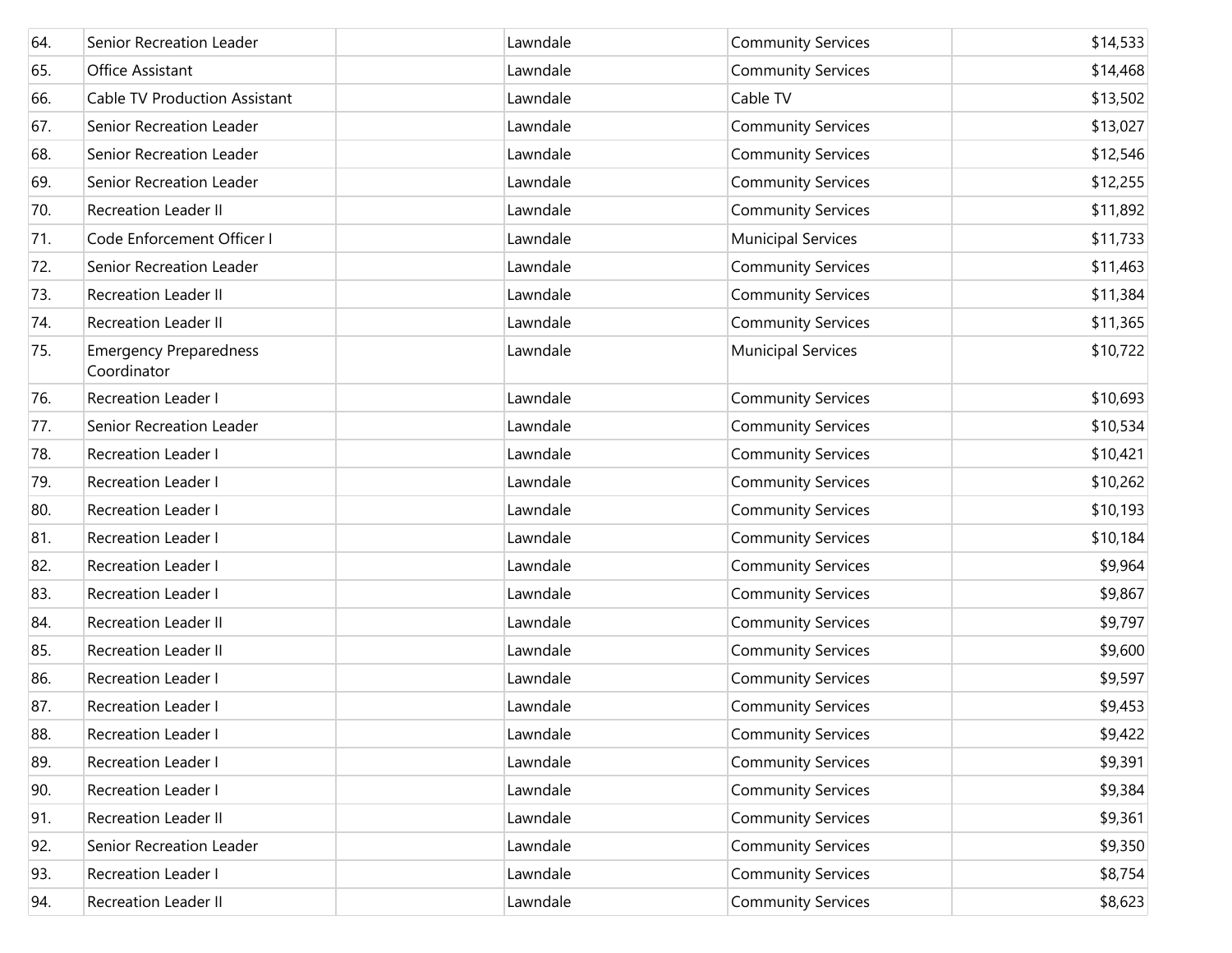| | | | | | |
|---|---|---|---|---|---|
| 64. | Senior Recreation Leader | | Lawndale | Community Services | $14,533 |
| 65. | Office Assistant | | Lawndale | Community Services | $14,468 |
| 66. | Cable TV Production Assistant | | Lawndale | Cable TV | $13,502 |
| 67. | Senior Recreation Leader | | Lawndale | Community Services | $13,027 |
| 68. | Senior Recreation Leader | | Lawndale | Community Services | $12,546 |
| 69. | Senior Recreation Leader | | Lawndale | Community Services | $12,255 |
| 70. | Recreation Leader II | | Lawndale | Community Services | $11,892 |
| 71. | Code Enforcement Officer I | | Lawndale | Municipal Services | $11,733 |
| 72. | Senior Recreation Leader | | Lawndale | Community Services | $11,463 |
| 73. | Recreation Leader II | | Lawndale | Community Services | $11,384 |
| 74. | Recreation Leader II | | Lawndale | Community Services | $11,365 |
| 75. | Emergency Preparedness Coordinator | | Lawndale | Municipal Services | $10,722 |
| 76. | Recreation Leader I | | Lawndale | Community Services | $10,693 |
| 77. | Senior Recreation Leader | | Lawndale | Community Services | $10,534 |
| 78. | Recreation Leader I | | Lawndale | Community Services | $10,421 |
| 79. | Recreation Leader I | | Lawndale | Community Services | $10,262 |
| 80. | Recreation Leader I | | Lawndale | Community Services | $10,193 |
| 81. | Recreation Leader I | | Lawndale | Community Services | $10,184 |
| 82. | Recreation Leader I | | Lawndale | Community Services | $9,964 |
| 83. | Recreation Leader I | | Lawndale | Community Services | $9,867 |
| 84. | Recreation Leader II | | Lawndale | Community Services | $9,797 |
| 85. | Recreation Leader II | | Lawndale | Community Services | $9,600 |
| 86. | Recreation Leader I | | Lawndale | Community Services | $9,597 |
| 87. | Recreation Leader I | | Lawndale | Community Services | $9,453 |
| 88. | Recreation Leader I | | Lawndale | Community Services | $9,422 |
| 89. | Recreation Leader I | | Lawndale | Community Services | $9,391 |
| 90. | Recreation Leader I | | Lawndale | Community Services | $9,384 |
| 91. | Recreation Leader II | | Lawndale | Community Services | $9,361 |
| 92. | Senior Recreation Leader | | Lawndale | Community Services | $9,350 |
| 93. | Recreation Leader I | | Lawndale | Community Services | $8,754 |
| 94. | Recreation Leader II | | Lawndale | Community Services | $8,623 |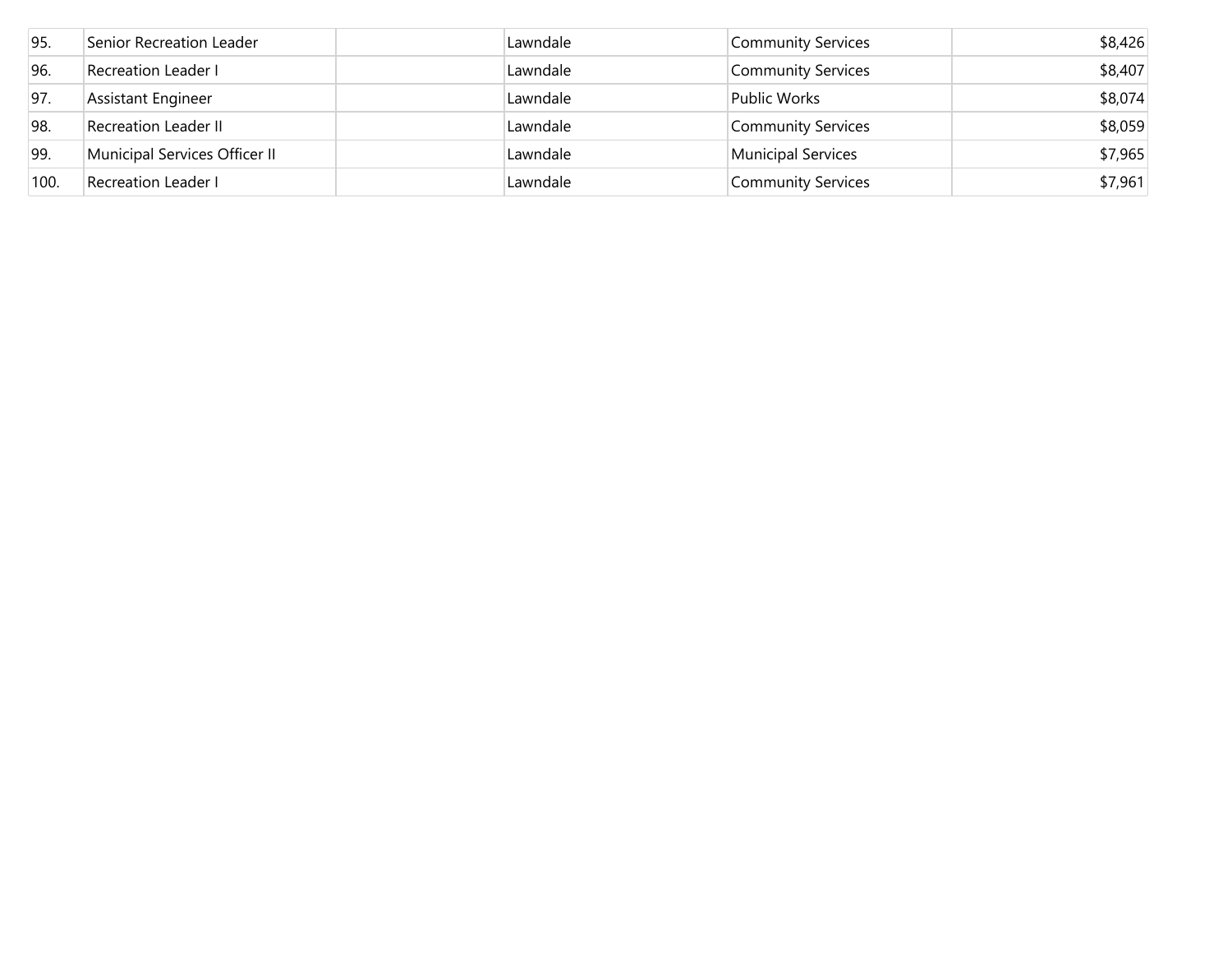| | | | | | |
|---|---|---|---|---|---|
| 95. | Senior Recreation Leader | | Lawndale | Community Services | $8,426 |
| 96. | Recreation Leader I | | Lawndale | Community Services | $8,407 |
| 97. | Assistant Engineer | | Lawndale | Public Works | $8,074 |
| 98. | Recreation Leader II | | Lawndale | Community Services | $8,059 |
| 99. | Municipal Services Officer II | | Lawndale | Municipal Services | $7,965 |
| 100. | Recreation Leader I | | Lawndale | Community Services | $7,961 |